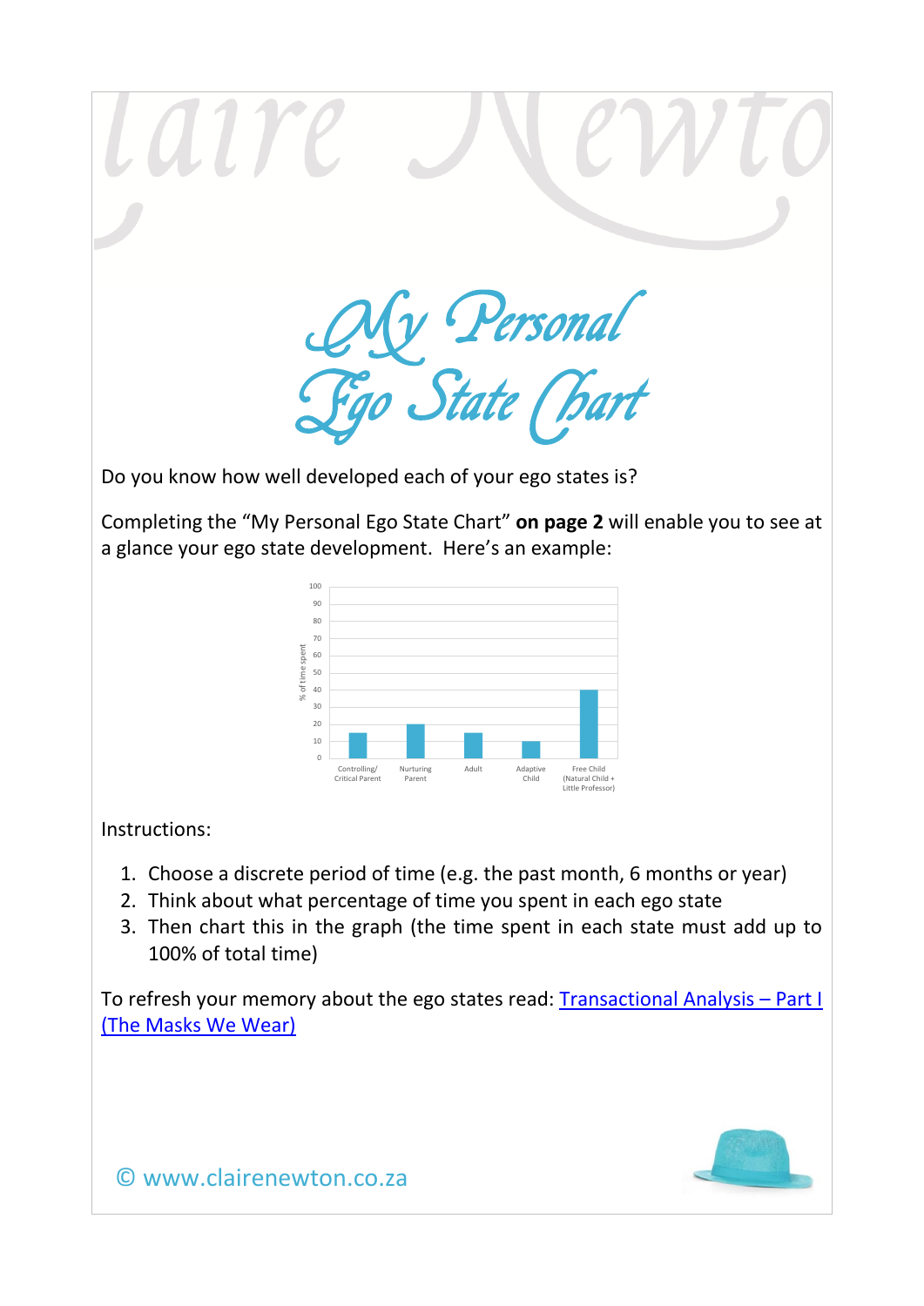# My Personal Ego State Chart

Do you know how well developed each of your ego states is?

Completing the "My Personal Ego State Chart" **on page 2** will enable you to see at a glance your ego state development. Here's an example:

| Ego state | % of time spent |
|---|---|
| Controlling/ Critical Parent | 15 |
| Nurturing Parent | 20 |
| Adult | 15 |
| Adaptive Child | 10 |
| Free Child (Natural Child + Little Professor) | 40 |

Instructions:

1. Choose a discrete period of time (e.g. the past month, 6 months or year)
2. Think about what percentage of time you spent in each ego state
3. Then chart this in the graph (the time spent in each state must add up to 100% of total time)

To refresh your memory about the ego states read: [Transactional Analysis – Part I (The Masks We Wear)]()

© www.clairenewton.co.za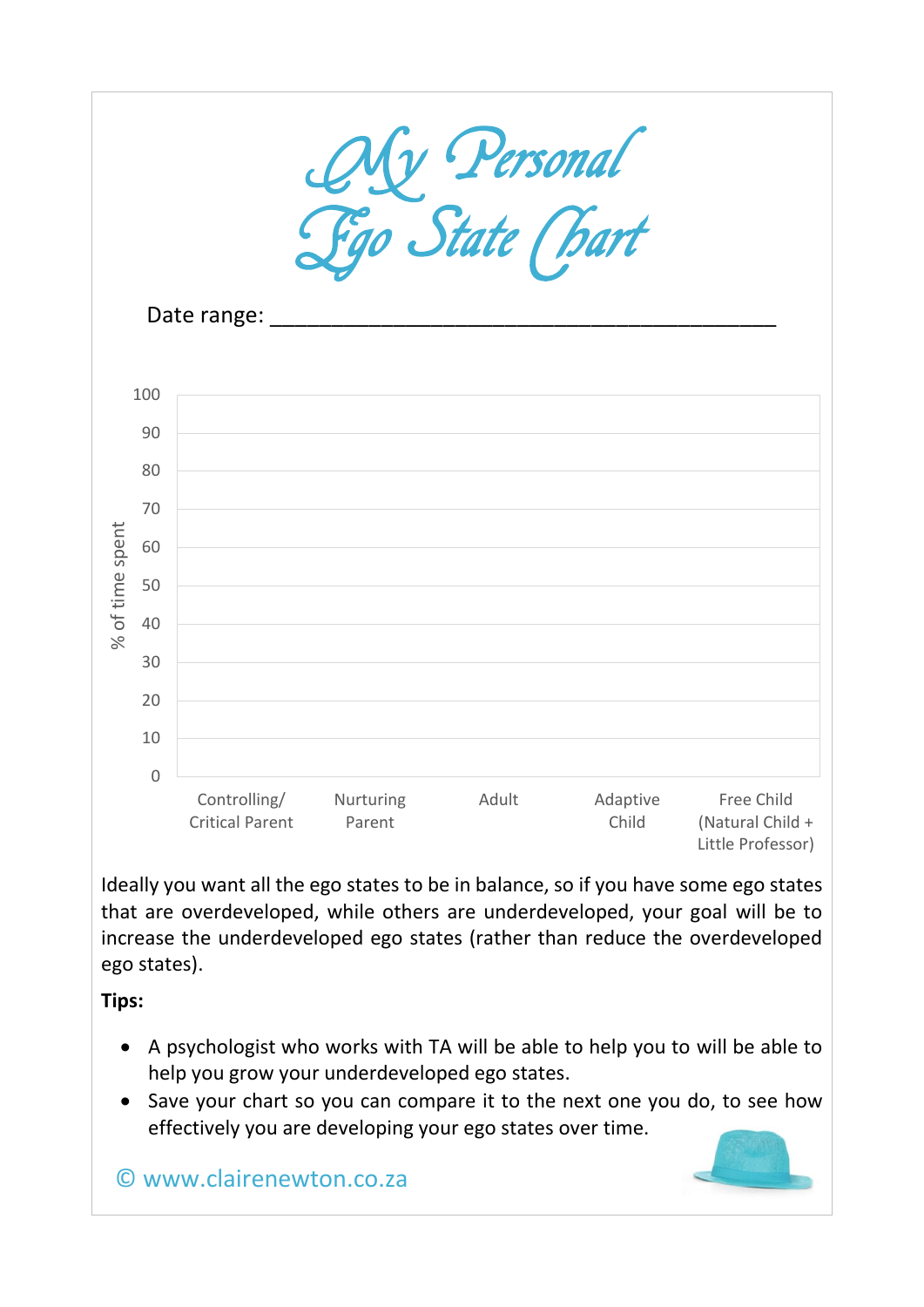# My Personal Ego State Chart

Date range: ________________________________________

100
90
80
70
60
50
40
30
20
10
0

% of time spent

Controlling/ Critical Parent

Nurturing Parent

Adult

Adaptive Child

Free Child (Natural Child + Little Professor)

Ideally you want all the ego states to be in balance, so if you have some ego states that are overdeveloped, while others are underdeveloped, your goal will be to increase the underdeveloped ego states (rather than reduce the overdeveloped ego states).

**Tips:**

- A psychologist who works with TA will be able to help you to will be able to help you grow your underdeveloped ego states.
- Save your chart so you can compare it to the next one you do, to see how effectively you are developing your ego states over time.

© www.clairenewton.co.za